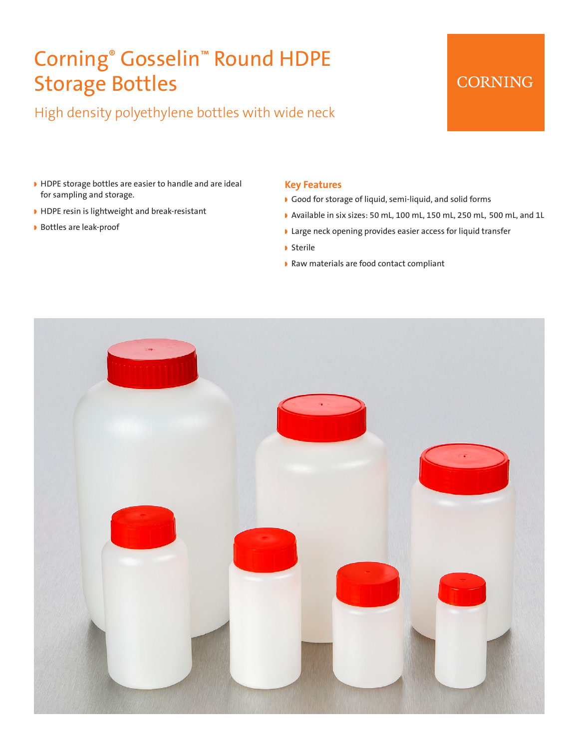# Corning® Gosselin™ Round HDPE Storage Bottles

## High density polyethylene bottles with wide neck

CORNING

- HDPE storage bottles are easier to handle and are ideal for sampling and storage.
- HDPE resin is lightweight and break-resistant
- Bottles are leak-proof

### Key Features

- Good for storage of liquid, semi-liquid, and solid forms
- Available in six sizes: 50 mL, 100 mL, 150 mL, 250 mL, 500 mL, and 1L
- Large neck opening provides easier access for liquid transfer
- Sterile
- Raw materials are food contact compliant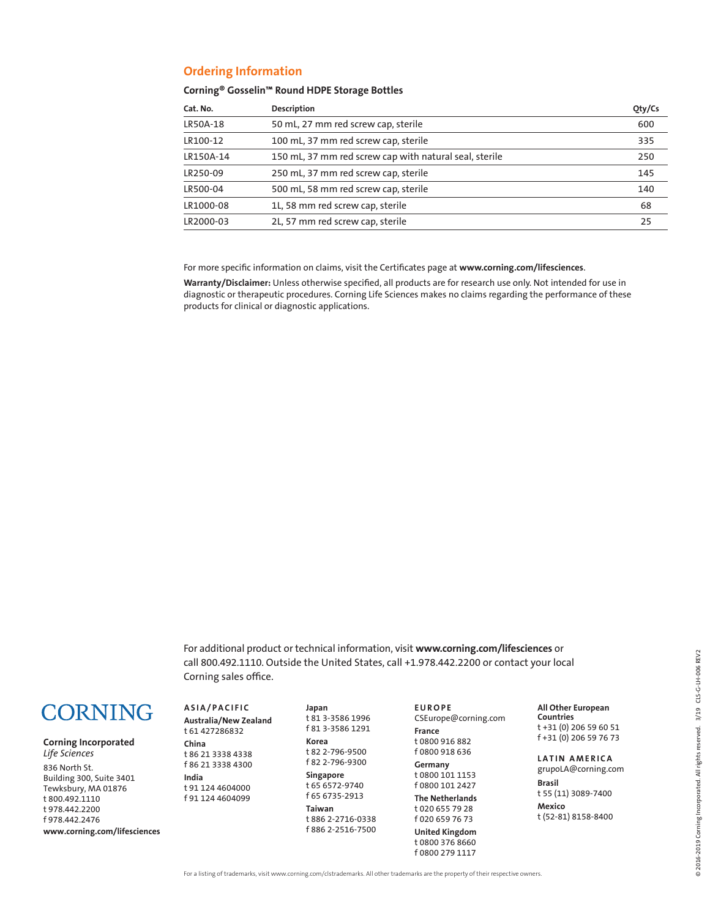## Ordering Information

### Corning® Gosselin™ Round HDPE Storage Bottles

| Cat. No. | Description | Qty/Cs |
|---|---|---|
| LR50A-18 | 50 mL, 27 mm red screw cap, sterile | 600 |
| LR100-12 | 100 mL, 37 mm red screw cap, sterile | 335 |
| LR150A-14 | 150 mL, 37 mm red screw cap with natural seal, sterile | 250 |
| LR250-09 | 250 mL, 37 mm red screw cap, sterile | 145 |
| LR500-04 | 500 mL, 58 mm red screw cap, sterile | 140 |
| LR1000-08 | 1L, 58 mm red screw cap, sterile | 68 |
| LR2000-03 | 2L, 57 mm red screw cap, sterile | 25 |

For more specific information on claims, visit the Certificates page at **www.corning.com/lifesciences**.

**Warranty/Disclaimer:** Unless otherwise specified, all products are for research use only. Not intended for use in diagnostic or therapeutic procedures. Corning Life Sciences makes no claims regarding the performance of these products for clinical or diagnostic applications.

For additional product or technical information, visit **www.corning.com/lifesciences** or call 800.492.1110. Outside the United States, call +1.978.442.2200 or contact your local Corning sales office.

CORNING

**Corning Incorporated**
*Life Sciences*
836 North St.
Building 300, Suite 3401
Tewksbury, MA 01876
t 800.492.1110
t 978.442.2200
f 978.442.2476
**www.corning.com/lifesciences**

**ASIA/PACIFIC**

**Australia/New Zealand**
t 61 427286832

**China**
t 86 21 3338 4338
f 86 21 3338 4300

**India**
t 91 124 4604000
f 91 124 4604099

**Japan**
t 81 3-3586 1996
f 81 3-3586 1291

**Korea**
t 82 2-796-9500
f 82 2-796-9300

**Singapore**
t 65 6572-9740
f 65 6735-2913

**Taiwan**
t 886 2-2716-0338
f 886 2-2516-7500

**EUROPE**
CSEurope@corning.com

**France**
t 0800 916 882
f 0800 918 636

**Germany**
t 0800 101 1153
f 0800 101 2427

**The Netherlands**
t 020 655 79 28
f 020 659 76 73

**United Kingdom**
t 0800 376 8660
f 0800 279 1117

**All Other European Countries**
t +31 (0) 206 59 60 51
f +31 (0) 206 59 76 73

**LATIN AMERICA**
grupoLA@corning.com

**Brasil**
t 55 (11) 3089-7400

**Mexico**
t (52-81) 8158-8400

For a listing of trademarks, visit www.corning.com/clstrademarks. All other trademarks are the property of their respective owners.

© 2016-2019 Corning Incorporated. All rights reserved. 3/19 CLS-G-LH-006 REV2